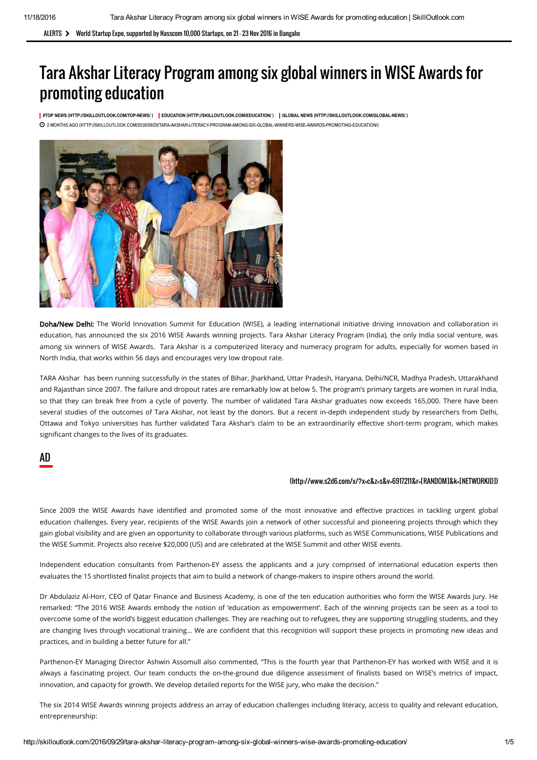ALERTS > World Startup Expo, supported by Nasscom 10,000 Startups, on 21 - 23 Nov 2016 in Bangalor

# Tara Akshar Literacy Program among six global winners in WISE Awards for promoting education

| #TOP NEWS (HTTP://SKILLOUTLOOK.COM/TOP-NEWS/) | EDUCATION (HTTP://SKILLOUTLOOK.COM/EDUCATION/) | GLOBAL NEWS (HTTP://SKILLOUTLOOK.COM/GLOBAL-NEWS/)

2 MONTHS AGO (HTTP://SKILLOUTLOOK.COM/2016/09/29/TARA-AKSHAR-LITERACY-PROGRAM-AMONG-SIX-GLOBAL-WINNERS-WISE-AWARDS-PROMOTING-EDUCATION/)

**Doha/New Delhi:** The World Innovation Summit for Education (WISE), a leading international initiative driving innovation and collaboration in education, has announced the six 2016 WISE Awards winning projects. Tara Akshar Literacy Program (India), the only India social venture, was among six winners of WISE Awards. Tara Akshar is a computerized literacy and numeracy program for adults, especially for women based in North India, that works within 56 days and encourages very low dropout rate.

TARA Akshar has been running successfully in the states of Bihar, Jharkhand, Uttar Pradesh, Haryana, Delhi/NCR, Madhya Pradesh, Uttarakhand and Rajasthan since 2007. The failure and dropout rates are remarkably low at below 5. The program's primary targets are women in rural India, so that they can break free from a cycle of poverty. The number of validated Tara Akshar graduates now exceeds 165,000. There have been several studies of the outcomes of Tara Akshar, not least by the donors. But a recent in-depth independent study by researchers from Delhi, Ottawa and Tokyo universities has further validated Tara Akshar's claim to be an extraordinarily effective short-term program, which makes significant changes to the lives of its graduates.

## AD

(http://www.s2d6.com/x/?x=c&z=s&v=6917211&r=[RANDOM]&k=[NETWORKID])

Since 2009 the WISE Awards have identified and promoted some of the most innovative and effective practices in tackling urgent global education challenges. Every year, recipients of the WISE Awards join a network of other successful and pioneering projects through which they gain global visibility and are given an opportunity to collaborate through various platforms, such as WISE Communications, WISE Publications and the WISE Summit. Projects also receive $20,000 (US) and are celebrated at the WISE Summit and other WISE events.

Independent education consultants from Parthenon-EY assess the applicants and a jury comprised of international education experts then evaluates the 15 shortlisted finalist projects that aim to build a network of change-makers to inspire others around the world.

Dr Abdulaziz Al-Horr, CEO of Qatar Finance and Business Academy, is one of the ten education authorities who form the WISE Awards Jury. He remarked: "The 2016 WISE Awards embody the notion of 'education as empowerment'. Each of the winning projects can be seen as a tool to overcome some of the world's biggest education challenges. They are reaching out to refugees, they are supporting struggling students, and they are changing lives through vocational training… We are confident that this recognition will support these projects in promoting new ideas and practices, and in building a better future for all."

Parthenon-EY Managing Director Ashwin Assomull also commented, "This is the fourth year that Parthenon-EY has worked with WISE and it is always a fascinating project. Our team conducts the on-the-ground due diligence assessment of finalists based on WISE's metrics of impact, innovation, and capacity for growth. We develop detailed reports for the WISE jury, who make the decision."

The six 2014 WISE Awards winning projects address an array of education challenges including literacy, access to quality and relevant education, entrepreneurship: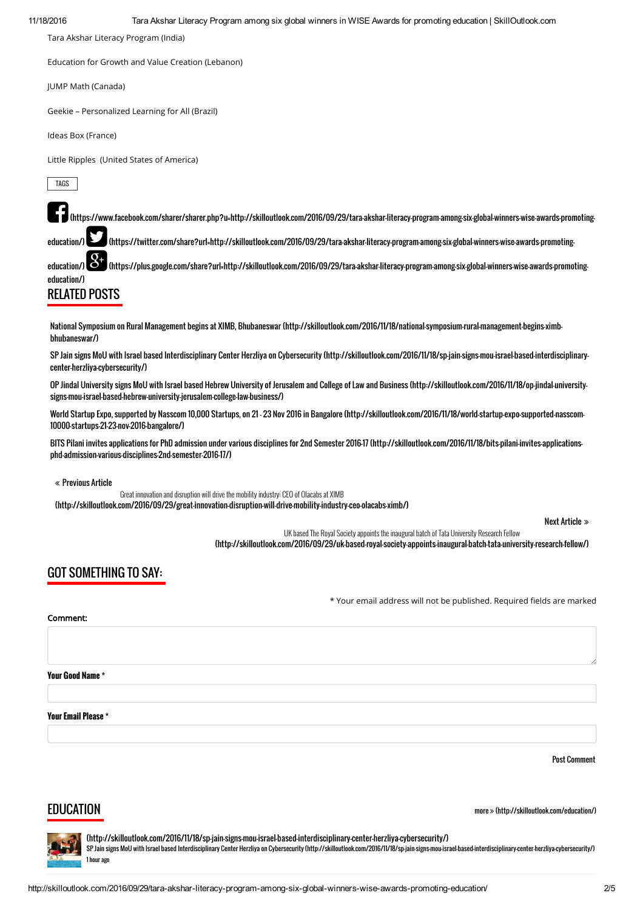Tara Akshar Literacy Program (India)

Education for Growth and Value Creation (Lebanon)

JUMP Math (Canada)

Geekie – Personalized Learning for All (Brazil)

Ideas Box (France)

Little Ripples (United States of America)

TAGS

(https://www.facebook.com/sharer/sharer.php?u=http://skilloutlook.com/2016/09/29/tara-akshar-literacy-program-among-six-global-winners-wise-awards-promoting-education/) (https://twitter.com/share?url=http://skilloutlook.com/2016/09/29/tara-akshar-literacy-program-among-six-global-winners-wise-awards-promoting-education/) (https://plus.google.com/share?url=http://skilloutlook.com/2016/09/29/tara-akshar-literacy-program-among-six-global-winners-wise-awards-promoting-education/)

## RELATED POSTS

National Symposium on Rural Management begins at XIMB, Bhubaneswar (http://skilloutlook.com/2016/11/18/national-symposium-rural-management-begins-ximb-bhubaneswar/)

SP Jain signs MoU with Israel based Interdisciplinary Center Herzliya on Cybersecurity (http://skilloutlook.com/2016/11/18/sp-jain-signs-mou-israel-based-interdisciplinary-center-herzliya-cybersecurity/)

OP Jindal University signs MoU with Israel based Hebrew University of Jerusalem and College of Law and Business (http://skilloutlook.com/2016/11/18/op-jindal-university-signs-mou-israel-based-hebrew-university-jerusalem-college-law-business/)

World Startup Expo, supported by Nasscom 10,000 Startups, on 21 - 23 Nov 2016 in Bangalore (http://skilloutlook.com/2016/11/18/world-startup-expo-supported-nasscom-10000-startups-21-23-nov-2016-bangalore/)

BITS Pilani invites applications for PhD admission under various disciplines for 2nd Semester 2016-17 (http://skilloutlook.com/2016/11/18/bits-pilani-invites-applications-phd-admission-various-disciplines-2nd-semester-2016-17/)

« Previous Article

Great innovation and disruption will drive the mobility industry: CEO of Olacabs at XIMB (http://skilloutlook.com/2016/09/29/great-innovation-disruption-will-drive-mobility-industry-ceo-olacabs-ximb/)

Next Article »

UK based The Royal Society appoints the inaugural batch of Tata University Research Fellow (http://skilloutlook.com/2016/09/29/uk-based-royal-society-appoints-inaugural-batch-tata-university-research-fellow/)

## GOT SOMETHING TO SAY:

* Your email address will not be published. Required fields are marked

Comment:

Your Good Name *

Your Email Please *

Post Comment

## EDUCATION

more » (http://skilloutlook.com/education/)

(http://skilloutlook.com/2016/11/18/sp-jain-signs-mou-israel-based-interdisciplinary-center-herzliya-cybersecurity/)

SP Jain signs MoU with Israel based Interdisciplinary Center Herzliya on Cybersecurity (http://skilloutlook.com/2016/11/18/sp-jain-signs-mou-israel-based-interdisciplinary-center-herzliya-cybersecurity/)

1 hour ago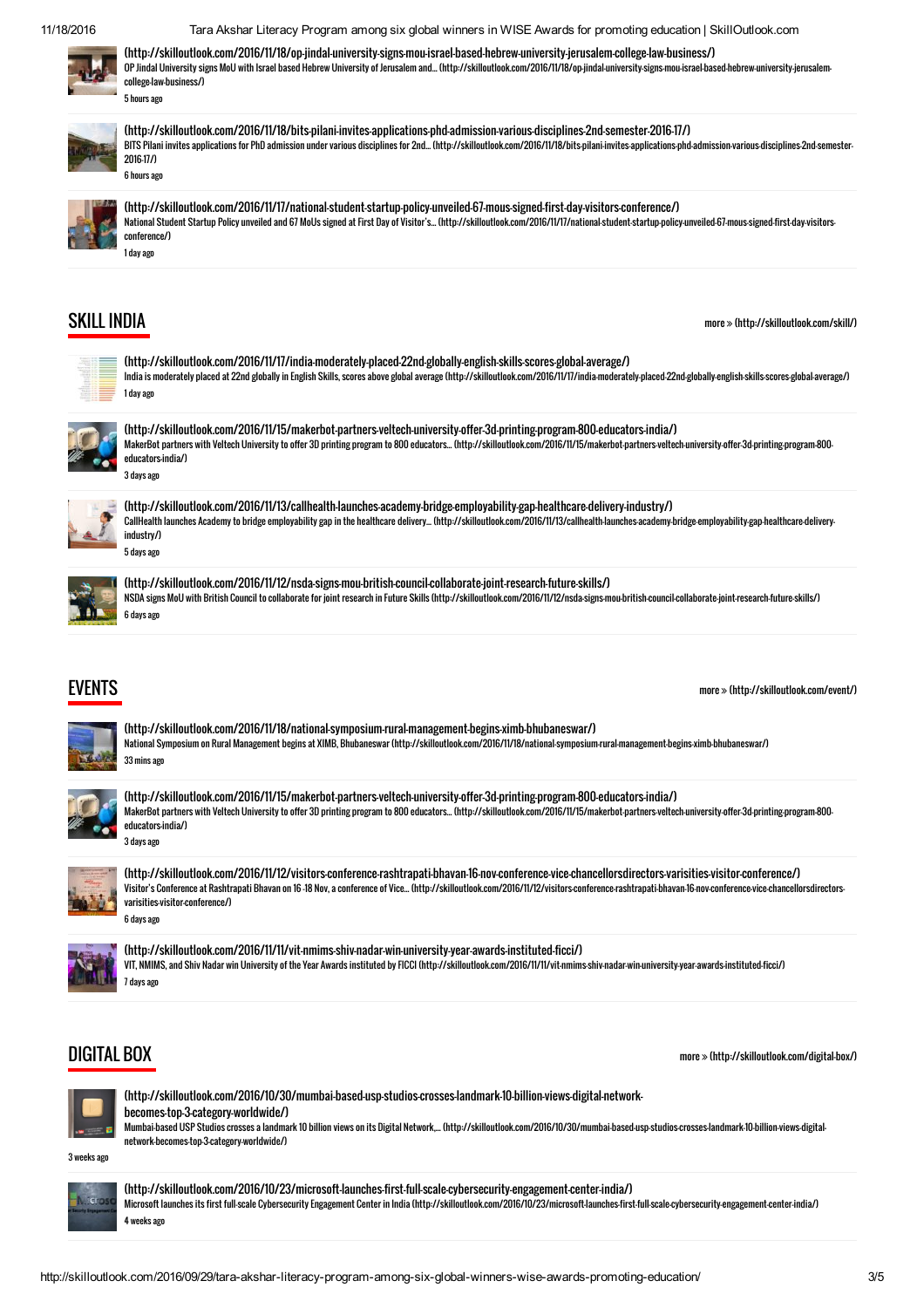(http://skilloutlook.com/2016/11/18/op-jindal-university-signs-mou-israel-based-hebrew-university-jerusalem-college-law-business/)
OP Jindal University signs MoU with Israel based Hebrew University of Jerusalem and... (http://skilloutlook.com/2016/11/18/op-jindal-university-signs-mou-israel-based-hebrew-university-jerusalem-college-law-business/)
5 hours ago

(http://skilloutlook.com/2016/11/18/bits-pilani-invites-applications-phd-admission-various-disciplines-2nd-semester-2016-17/)
BITS Pilani invites applications for PhD admission under various disciplines for 2nd... (http://skilloutlook.com/2016/11/18/bits-pilani-invites-applications-phd-admission-various-disciplines-2nd-semester-2016-17/)
6 hours ago

(http://skilloutlook.com/2016/11/17/national-student-startup-policy-unveiled-67-mous-signed-first-day-visitors-conference/)
National Student Startup Policy unveiled and 67 MoUs signed at First Day of Visitor's... (http://skilloutlook.com/2016/11/17/national-student-startup-policy-unveiled-67-mous-signed-first-day-visitors-conference/)
1 day ago

## SKILL INDIA

more » (http://skilloutlook.com/skill/)

(http://skilloutlook.com/2016/11/17/india-moderately-placed-22nd-globally-english-skills-scores-global-average/)
India is moderately placed at 22nd globally in English Skills, scores above global average (http://skilloutlook.com/2016/11/17/india-moderately-placed-22nd-globally-english-skills-scores-global-average/)
1 day ago

(http://skilloutlook.com/2016/11/15/makerbot-partners-veltech-university-offer-3d-printing-program-800-educators-india/)
MakerBot partners with Veltech University to offer 3D printing program to 800 educators... (http://skilloutlook.com/2016/11/15/makerbot-partners-veltech-university-offer-3d-printing-program-800-educators-india/)
3 days ago

(http://skilloutlook.com/2016/11/13/callhealth-launches-academy-bridge-employability-gap-healthcare-delivery-industry/)
CallHealth launches Academy to bridge employability gap in the healthcare delivery... (http://skilloutlook.com/2016/11/13/callhealth-launches-academy-bridge-employability-gap-healthcare-delivery-industry/)
5 days ago

(http://skilloutlook.com/2016/11/12/nsda-signs-mou-british-council-collaborate-joint-research-future-skills/)
NSDA signs MoU with British Council to collaborate for joint research in Future Skills (http://skilloutlook.com/2016/11/12/nsda-signs-mou-british-council-collaborate-joint-research-future-skills/)
6 days ago

## EVENTS

more » (http://skilloutlook.com/event/)

(http://skilloutlook.com/2016/11/18/national-symposium-rural-management-begins-ximb-bhubaneswar/)
National Symposium on Rural Management begins at XIMB, Bhubaneswar (http://skilloutlook.com/2016/11/18/national-symposium-rural-management-begins-ximb-bhubaneswar/)
33 mins ago

(http://skilloutlook.com/2016/11/15/makerbot-partners-veltech-university-offer-3d-printing-program-800-educators-india/)
MakerBot partners with Veltech University to offer 3D printing program to 800 educators... (http://skilloutlook.com/2016/11/15/makerbot-partners-veltech-university-offer-3d-printing-program-800-educators-india/)
3 days ago

(http://skilloutlook.com/2016/11/12/visitors-conference-rashtrapati-bhavan-16-nov-conference-vice-chancellorsdirectors-varisities-visitor-conference/)
Visitor's Conference at Rashtrapati Bhavan on 16 -18 Nov, a conference of Vice... (http://skilloutlook.com/2016/11/12/visitors-conference-rashtrapati-bhavan-16-nov-conference-vice-chancellorsdirectors-varisities-visitor-conference/)
6 days ago

(http://skilloutlook.com/2016/11/11/vit-nmims-shiv-nadar-win-university-year-awards-instituted-ficci/)
VIT, NMIMS, and Shiv Nadar win University of the Year Awards instituted by FICCI (http://skilloutlook.com/2016/11/11/vit-nmims-shiv-nadar-win-university-year-awards-instituted-ficci/)
7 days ago

## DIGITAL BOX

more » (http://skilloutlook.com/digital-box/)

(http://skilloutlook.com/2016/10/30/mumbai-based-usp-studios-crosses-landmark-10-billion-views-digital-network-becomes-top-3-category-worldwide/)
Mumbai-based USP Studios crosses a landmark 10 billion views on its Digital Network,... (http://skilloutlook.com/2016/10/30/mumbai-based-usp-studios-crosses-landmark-10-billion-views-digital-network-becomes-top-3-category-worldwide/)
3 weeks ago

(http://skilloutlook.com/2016/10/23/microsoft-launches-first-full-scale-cybersecurity-engagement-center-india/)
Microsoft launches its first full-scale Cybersecurity Engagement Center in India (http://skilloutlook.com/2016/10/23/microsoft-launches-first-full-scale-cybersecurity-engagement-center-india/)
4 weeks ago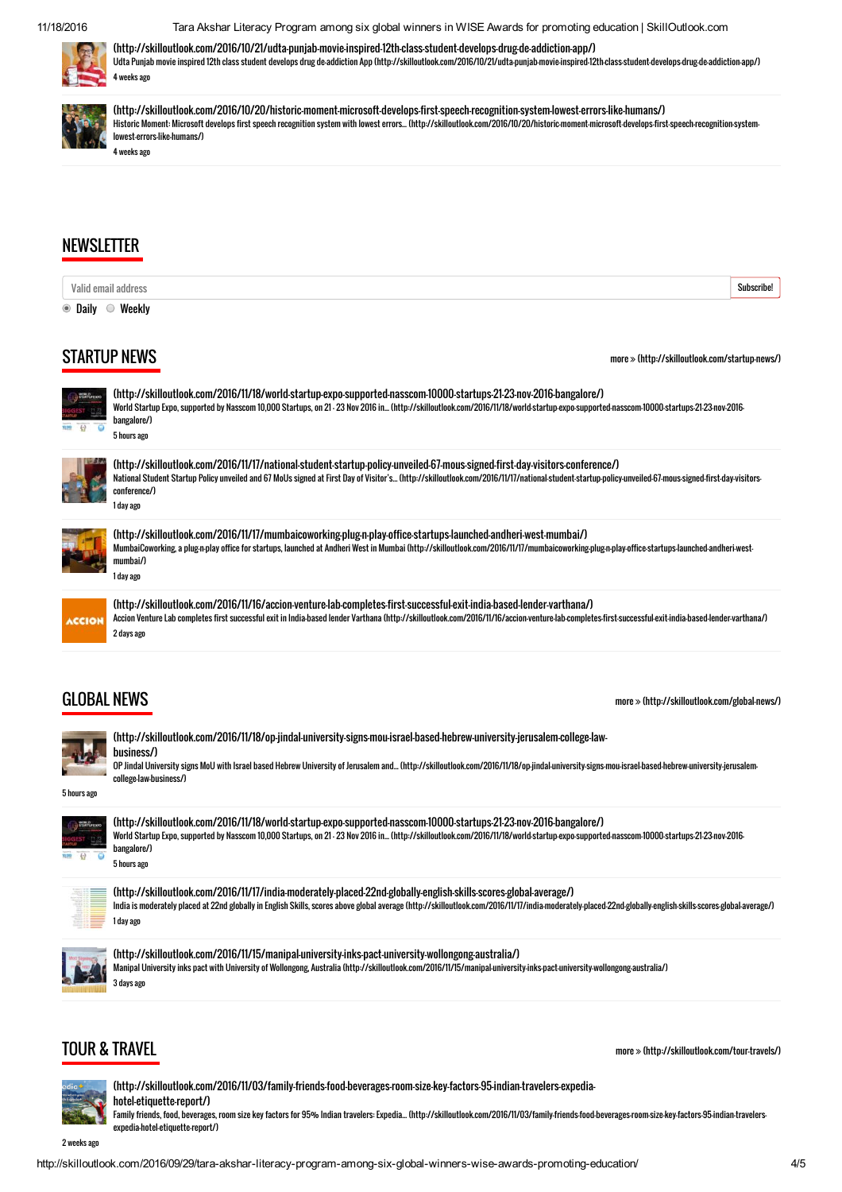(http://skilloutlook.com/2016/10/21/udta-punjab-movie-inspired-12th-class-student-develops-drug-de-addiction-app/)
Udta Punjab movie inspired 12th class student develops drug de-addiction App (http://skilloutlook.com/2016/10/21/udta-punjab-movie-inspired-12th-class-student-develops-drug-de-addiction-app/)
4 weeks ago

(http://skilloutlook.com/2016/10/20/historic-moment-microsoft-develops-first-speech-recognition-system-lowest-errors-like-humans/)
Historic Moment: Microsoft develops first speech recognition system with lowest errors... (http://skilloutlook.com/2016/10/20/historic-moment-microsoft-develops-first-speech-recognition-system-lowest-errors-like-humans/)
4 weeks ago

## NEWSLETTER

Valid email address | Subscribe!

Daily  Weekly

## STARTUP NEWS

more » (http://skilloutlook.com/startup-news/)

(http://skilloutlook.com/2016/11/18/world-startup-expo-supported-nasscom-10000-startups-21-23-nov-2016-bangalore/)
World Startup Expo, supported by Nasscom 10,000 Startups, on 21 - 23 Nov 2016 in... (http://skilloutlook.com/2016/11/18/world-startup-expo-supported-nasscom-10000-startups-21-23-nov-2016-bangalore/)
5 hours ago

(http://skilloutlook.com/2016/11/17/national-student-startup-policy-unveiled-67-mous-signed-first-day-visitors-conference/)
National Student Startup Policy unveiled and 67 MoUs signed at First Day of Visitor's... (http://skilloutlook.com/2016/11/17/national-student-startup-policy-unveiled-67-mous-signed-first-day-visitors-conference/)
1 day ago

(http://skilloutlook.com/2016/11/17/mumbaicoworking-plug-n-play-office-startups-launched-andheri-west-mumbai/)
MumbaiCoworking, a plug-n-play office for startups, launched at Andheri West in Mumbai (http://skilloutlook.com/2016/11/17/mumbaicoworking-plug-n-play-office-startups-launched-andheri-west-mumbai/)
1 day ago

(http://skilloutlook.com/2016/11/16/accion-venture-lab-completes-first-successful-exit-india-based-lender-varthana/)
Accion Venture Lab completes first successful exit in India-based lender Varthana (http://skilloutlook.com/2016/11/16/accion-venture-lab-completes-first-successful-exit-india-based-lender-varthana/)
2 days ago

## GLOBAL NEWS

more » (http://skilloutlook.com/global-news/)

(http://skilloutlook.com/2016/11/18/op-jindal-university-signs-mou-israel-based-hebrew-university-jerusalem-college-law-business/)
OP Jindal University signs MoU with Israel based Hebrew University of Jerusalem and... (http://skilloutlook.com/2016/11/18/op-jindal-university-signs-mou-israel-based-hebrew-university-jerusalem-college-law-business/)
5 hours ago

(http://skilloutlook.com/2016/11/18/world-startup-expo-supported-nasscom-10000-startups-21-23-nov-2016-bangalore/)
World Startup Expo, supported by Nasscom 10,000 Startups, on 21 - 23 Nov 2016 in... (http://skilloutlook.com/2016/11/18/world-startup-expo-supported-nasscom-10000-startups-21-23-nov-2016-bangalore/)
5 hours ago

(http://skilloutlook.com/2016/11/17/india-moderately-placed-22nd-globally-english-skills-scores-global-average/)
India is moderately placed at 22nd globally in English Skills, scores above global average (http://skilloutlook.com/2016/11/17/india-moderately-placed-22nd-globally-english-skills-scores-global-average/)
1 day ago

(http://skilloutlook.com/2016/11/15/manipal-university-inks-pact-university-wollongong-australia/)
Manipal University inks pact with University of Wollongong, Australia (http://skilloutlook.com/2016/11/15/manipal-university-inks-pact-university-wollongong-australia/)
3 days ago

## TOUR & TRAVEL

more » (http://skilloutlook.com/tour-travels/)

(http://skilloutlook.com/2016/11/03/family-friends-food-beverages-room-size-key-factors-95-indian-travelers-expedia-hotel-etiquette-report/)
Family friends, food, beverages, room size key factors for 95% Indian travelers: Expedia... (http://skilloutlook.com/2016/11/03/family-friends-food-beverages-room-size-key-factors-95-indian-travelers-expedia-hotel-etiquette-report/)
2 weeks ago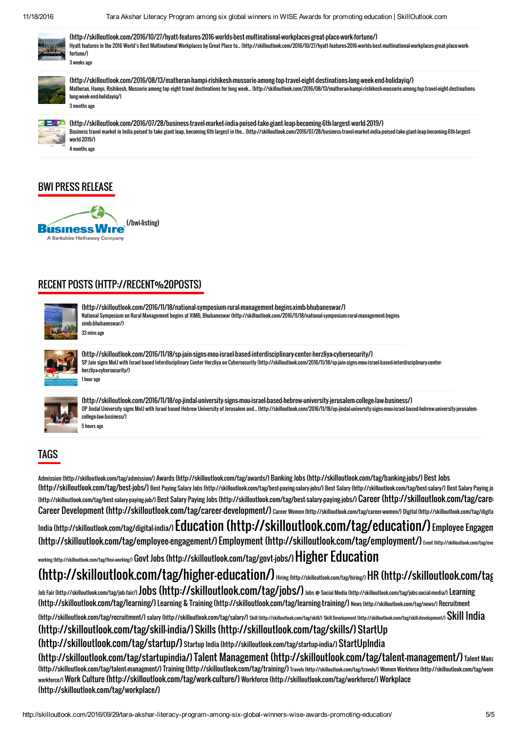(http://skilloutlook.com/2016/10/27/hyatt-features-2016-worlds-best-multinational-workplaces-great-place-work-fortune/)
Hyatt features in the 2016 World's Best Multinational Workplaces by Great Place to... (http://skilloutlook.com/2016/10/27/hyatt-features-2016-worlds-best-multinational-workplaces-great-place-work-fortune/)
3 weeks ago

(http://skilloutlook.com/2016/08/13/matheran-hampi-rishikesh-mussorie-among-top-travel-eight-destinations-long-week-end-holidayiq/)
Matheran, Hampi, Rishikesh, Mussorie among top eight travel destinations for long week... (http://skilloutlook.com/2016/08/13/matheran-hampi-rishikesh-mussorie-among-top-travel-eight-destinations-long-week-end-holidayiq/)
3 months ago

(http://skilloutlook.com/2016/07/28/business-travel-market-india-poised-take-giant-leap-becoming-6th-largest-world-2019/)
Business travel market in India poised to take giant leap, becoming 6th largest in the... (http://skilloutlook.com/2016/07/28/business-travel-market-india-poised-take-giant-leap-becoming-6th-largest-world-2019/)
4 months ago

## BWI PRESS RELEASE

Business Wire A Berkshire Hathaway Company (/bwi-listing)

## RECENT POSTS (HTTP://RECENT%20POSTS)

(http://skilloutlook.com/2016/11/18/national-symposium-rural-management-begins-ximb-bhubaneswar/)
National Symposium on Rural Management begins at XIMB, Bhubaneswar (http://skilloutlook.com/2016/11/18/national-symposium-rural-management-begins-ximb-bhubaneswar/)
33 mins ago

(http://skilloutlook.com/2016/11/18/sp-jain-signs-mou-israel-based-interdisciplinary-center-herzliya-cybersecurity/)
SP Jain signs MoU with Israel based Interdisciplinary Center Herzliya on Cybersecurity (http://skilloutlook.com/2016/11/18/sp-jain-signs-mou-israel-based-interdisciplinary-center-herzliya-cybersecurity/)
1 hour ago

(http://skilloutlook.com/2016/11/18/op-jindal-university-signs-mou-israel-based-hebrew-university-jerusalem-college-law-business/)
OP Jindal University signs MoU with Israel based Hebrew University of Jerusalem and... (http://skilloutlook.com/2016/11/18/op-jindal-university-signs-mou-israel-based-hebrew-university-jerusalem-college-law-business/)
5 hours ago

## TAGS

Admission (http://skilloutlook.com/tag/admission/) Awards (http://skilloutlook.com/tag/awards/) Banking Jobs (http://skilloutlook.com/tag/banking-jobs/) Best Jobs (http://skilloutlook.com/tag/best-jobs/) Best Paying Salary Jobs (http://skilloutlook.com/tag/best-paying-salary-jobs/) Best Salary (http://skilloutlook.com/tag/best-salary/) Best Salary Paying jo (http://skilloutlook.com/tag/best-salary-paying-job/) Best Salary Paying Jobs (http://skilloutlook.com/tag/best-salary-paying-jobs/) Career (http://skilloutlook.com/tag/care Career Development (http://skilloutlook.com/tag/career-development/) Career Women (http://skilloutlook.com/tag/career-women/) Digital (http://skilloutlook.com/tag/digita India (http://skilloutlook.com/tag/digital-india/) Education (http://skilloutlook.com/tag/education/) Employee Engagem (http://skilloutlook.com/tag/employee-engagement/) Employment (http://skilloutlook.com/tag/employment/) Event (http://skilloutlook.com/tag/eve working (http://skilloutlook.com/tag/flexi-working/) Govt Jobs (http://skilloutlook.com/tag/govt-jobs/) Higher Education (http://skilloutlook.com/tag/higher-education/) Hiring (http://skilloutlook.com/tag/hiring/) HR (http://skilloutlook.com/tag Job Fair (http://skilloutlook.com/tag/job-fair/) Jobs (http://skilloutlook.com/tag/jobs/) Jobs @ Social Media (http://skilloutlook.com/tag/jobs-social-media/) Learning (http://skilloutlook.com/tag/learning/) Learning & Training (http://skilloutlook.com/tag/learning-training/) News (http://skilloutlook.com/tag/news/) Recruitment (http://skilloutlook.com/tag/recruitment/) salary (http://skilloutlook.com/tag/salary/) Skill (http://skilloutlook.com/tag/skill/) Skill Development (http://skilloutlook.com/tag/skill-development/) Skill India (http://skilloutlook.com/tag/skill-india/) Skills (http://skilloutlook.com/tag/skills/) StartUp (http://skilloutlook.com/tag/startup/) Startup India (http://skilloutlook.com/tag/startup-india/) StartUpIndia (http://skilloutlook.com/tag/startupindia/) Talent Management (http://skilloutlook.com/tag/talent-management/) Talent Mana (http://skilloutlook.com/tag/talent-managment/) Training (http://skilloutlook.com/tag/training/) Travels (http://skilloutlook.com/tag/travels/) Women Workforce (http://skilloutlook.com/tag/wom workforce/) Work Culture (http://skilloutlook.com/tag/work-culture/) Workforce (http://skilloutlook.com/tag/workforce/) Workplace (http://skilloutlook.com/tag/workplace/)